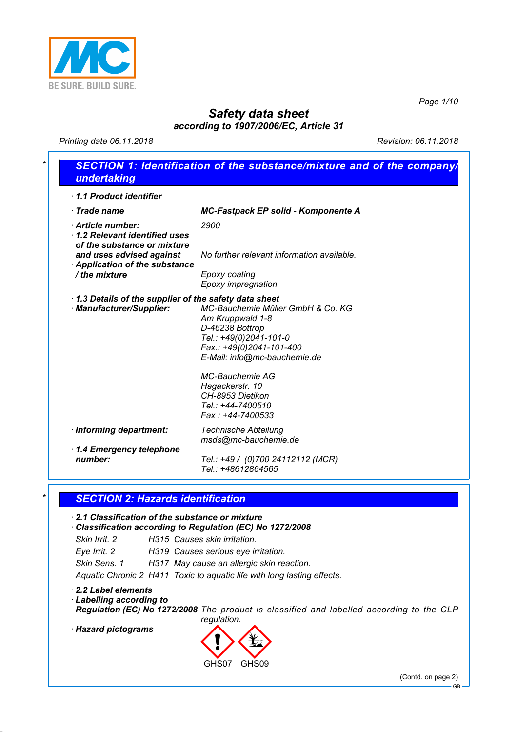BE SURE. BUILD SURE.

# Safety data sheet

**according to 1907/2006/EC, Article 31**

Printing date 06.11.2018 Revision: 06.11.2018

## SECTION 1: Identification of the substance/mixture and of the company/undertaking

· **1.1 Product identifier**

· **Trade name** **MC-Fastpack EP solid - Komponente A**

· **Article number:** 2900

· **1.2 Relevant identified uses of the substance or mixture and uses advised against** No further relevant information available.

· **Application of the substance / the mixture** Epoxy coating
Epoxy impregnation

· **1.3 Details of the supplier of the safety data sheet**

· **Manufacturer/Supplier:**
MC-Bauchemie Müller GmbH & Co. KG
Am Kruppwald 1-8
D-46238 Bottrop
Tel.: +49(0)2041-101-0
Fax.: +49(0)2041-101-400
E-Mail: info@mc-bauchemie.de

MC-Bauchemie AG
Hagackerstr. 10
CH-8953 Dietikon
Tel.: +44-7400510
Fax : +44-7400533

· **Informing department:** Technische Abteilung
msds@mc-bauchemie.de

· **1.4 Emergency telephone number:** Tel.: +49 / (0)700 24112112 (MCR)
Tel.: +48612864565

## SECTION 2: Hazards identification

· **2.1 Classification of the substance or mixture**

· **Classification according to Regulation (EC) No 1272/2008**

Skin Irrit. 2 H315 Causes skin irritation.

Eye Irrit. 2 H319 Causes serious eye irritation.

Skin Sens. 1 H317 May cause an allergic skin reaction.

Aquatic Chronic 2 H411 Toxic to aquatic life with long lasting effects.

· **2.2 Label elements**

· **Labelling according to Regulation (EC) No 1272/2008** The product is classified and labelled according to the CLP regulation.

· **Hazard pictograms**

GHS07 GHS09

(Contd. on page 2)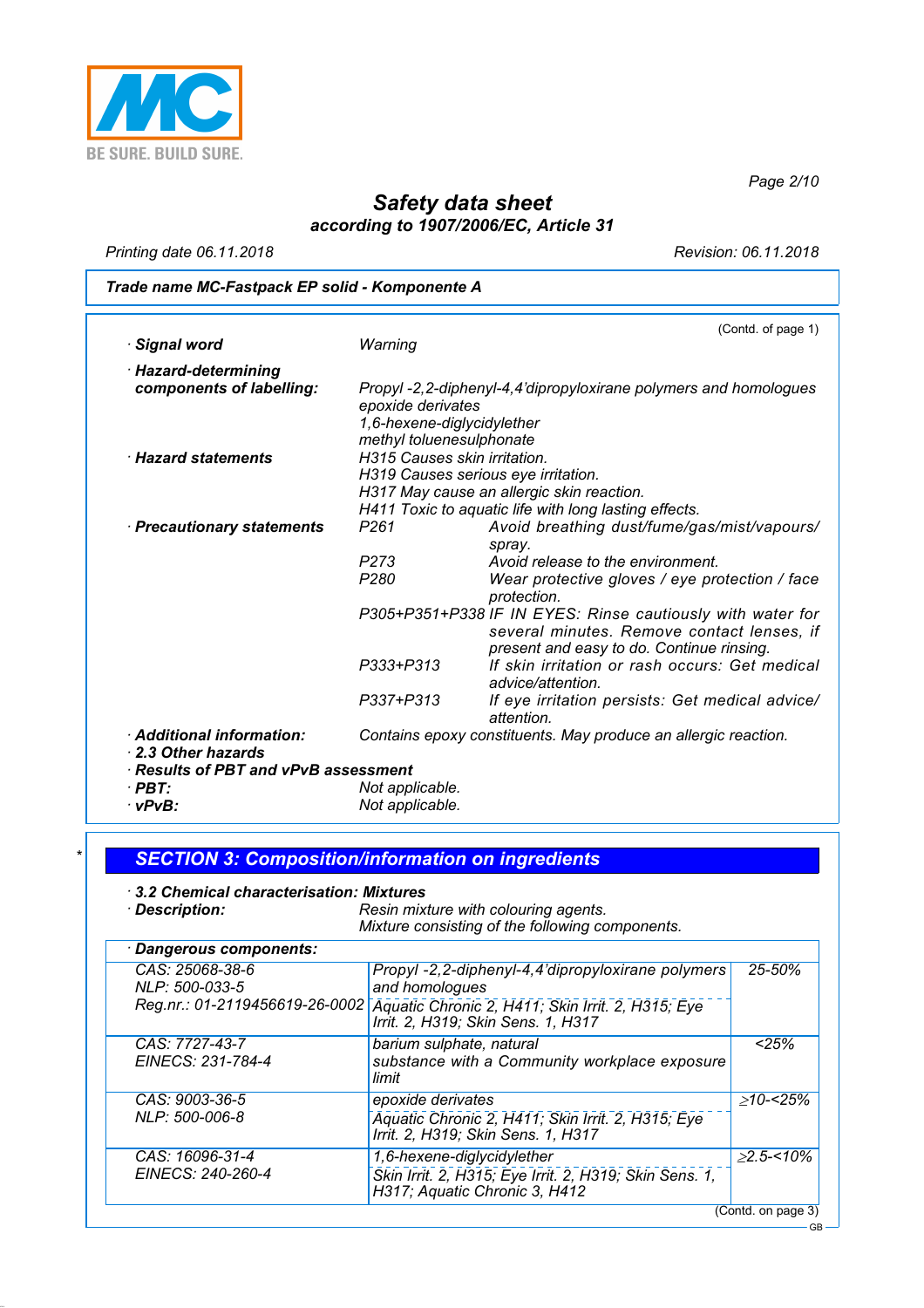# Safety data sheet
**according to 1907/2006/EC, Article 31**

Printing date 06.11.2018 — Revision: 06.11.2018

**Trade name MC-Fastpack EP solid - Komponente A**

(Contd. of page 1)

- **Signal word** — Warning
- **Hazard-determining components of labelling:**
  - Propyl -2,2-diphenyl-4,4'dipropyloxirane polymers and homologues
  - epoxide derivates
  - 1,6-hexene-diglycidylether
  - methyl toluenesulphonate
- **Hazard statements**
  - H315 Causes skin irritation.
  - H319 Causes serious eye irritation.
  - H317 May cause an allergic skin reaction.
  - H411 Toxic to aquatic life with long lasting effects.
- **Precautionary statements**
  - P261 Avoid breathing dust/fume/gas/mist/vapours/spray.
  - P273 Avoid release to the environment.
  - P280 Wear protective gloves / eye protection / face protection.
  - P305+P351+P338 IF IN EYES: Rinse cautiously with water for several minutes. Remove contact lenses, if present and easy to do. Continue rinsing.
  - P333+P313 If skin irritation or rash occurs: Get medical advice/attention.
  - P337+P313 If eye irritation persists: Get medical advice/attention.
- **Additional information:** Contains epoxy constituents. May produce an allergic reaction.
- **2.3 Other hazards**
- **Results of PBT and vPvB assessment**
- **PBT:** Not applicable.
- **vPvB:** Not applicable.

\*

## SECTION 3: Composition/information on ingredients

- **3.2 Chemical characterisation: Mixtures**
- **Description:** Resin mixture with colouring agents. Mixture consisting of the following components.

**Dangerous components:**

| Identifiers | Name / Classification | Concentration |
|---|---|---|
| CAS: 25068-38-6<br>NLP: 500-033-5<br>Reg.nr.: 01-2119456619-26-0002 | Propyl -2,2-diphenyl-4,4'dipropyloxirane polymers and homologues<br>Aquatic Chronic 2, H411; Skin Irrit. 2, H315; Eye Irrit. 2, H319; Skin Sens. 1, H317 | 25-50% |
| CAS: 7727-43-7<br>EINECS: 231-784-4 | barium sulphate, natural<br>substance with a Community workplace exposure limit | <25% |
| CAS: 9003-36-5<br>NLP: 500-006-8 | epoxide derivates<br>Aquatic Chronic 2, H411; Skin Irrit. 2, H315; Eye Irrit. 2, H319; Skin Sens. 1, H317 | ≥10-<25% |
| CAS: 16096-31-4<br>EINECS: 240-260-4 | 1,6-hexene-diglycidylether<br>Skin Irrit. 2, H315; Eye Irrit. 2, H319; Skin Sens. 1, H317; Aquatic Chronic 3, H412 | ≥2.5-<10% |

(Contd. on page 3)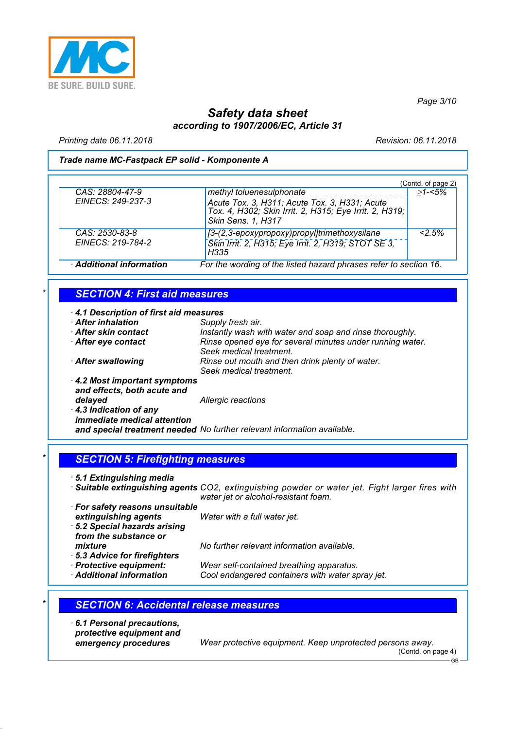**Trade name MC-Fastpack EP solid - Komponente A**

(Contd. of page 2)

| | | |
|---|---|---|
| CAS: 28804-47-9<br>EINECS: 249-237-3 | methyl toluenesulphonate<br>Acute Tox. 3, H311; Acute Tox. 3, H331; Acute Tox. 4, H302; Skin Irrit. 2, H315; Eye Irrit. 2, H319; Skin Sens. 1, H317 | ≥1-<5% |
| CAS: 2530-83-8<br>EINECS: 219-784-2 | [3-(2,3-epoxypropoxy)propyl]trimethoxysilane<br>Skin Irrit. 2, H315; Eye Irrit. 2, H319; STOT SE 3, H335 | <2.5% |

· **Additional information** For the wording of the listed hazard phrases refer to section 16.

## SECTION 4: First aid measures

· **4.1 Description of first aid measures**
· **After inhalation** Supply fresh air.
· **After skin contact** Instantly wash with water and soap and rinse thoroughly.
· **After eye contact** Rinse opened eye for several minutes under running water. Seek medical treatment.
· **After swallowing** Rinse out mouth and then drink plenty of water. Seek medical treatment.
· **4.2 Most important symptoms and effects, both acute and delayed** Allergic reactions
· **4.3 Indication of any immediate medical attention and special treatment needed** No further relevant information available.

## SECTION 5: Firefighting measures

· **5.1 Extinguishing media**
· **Suitable extinguishing agents** $CO_2$, extinguishing powder or water jet. Fight larger fires with water jet or alcohol-resistant foam.
· **For safety reasons unsuitable extinguishing agents** Water with a full water jet.
· **5.2 Special hazards arising from the substance or mixture** No further relevant information available.
· **5.3 Advice for firefighters**
· **Protective equipment:** Wear self-contained breathing apparatus.
· **Additional information** Cool endangered containers with water spray jet.

## SECTION 6: Accidental release measures

· **6.1 Personal precautions, protective equipment and emergency procedures** Wear protective equipment. Keep unprotected persons away.

(Contd. on page 4)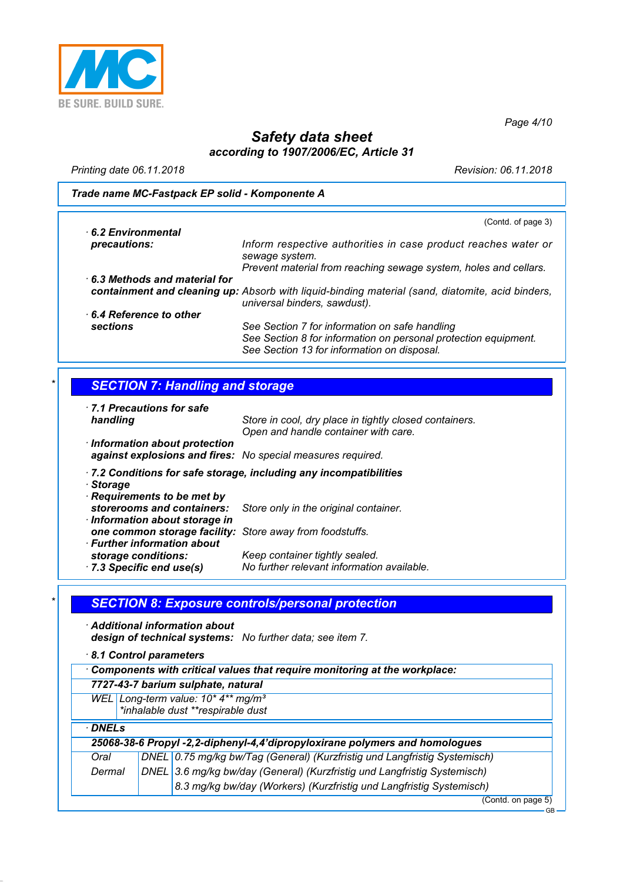**Trade name MC-Fastpack EP solid - Komponente A**

(Contd. of page 3)

· **6.2 Environmental precautions:** Inform respective authorities in case product reaches water or sewage system. Prevent material from reaching sewage system, holes and cellars.

· **6.3 Methods and material for containment and cleaning up:** Absorb with liquid-binding material (sand, diatomite, acid binders, universal binders, sawdust).

· **6.4 Reference to other sections** See Section 7 for information on safe handling
See Section 8 for information on personal protection equipment.
See Section 13 for information on disposal.

\*

## SECTION 7: Handling and storage

· **7.1 Precautions for safe handling** Store in cool, dry place in tightly closed containers.
Open and handle container with care.

· **Information about protection against explosions and fires:** No special measures required.

· **7.2 Conditions for safe storage, including any incompatibilities**

· **Storage**

· **Requirements to be met by storerooms and containers:** Store only in the original container.

· **Information about storage in one common storage facility:** Store away from foodstuffs.

· **Further information about storage conditions:** Keep container tightly sealed.

· **7.3 Specific end use(s)** No further relevant information available.

\*

## SECTION 8: Exposure controls/personal protection

· **Additional information about design of technical systems:** No further data; see item 7.

· **8.1 Control parameters**

| · Components with critical values that require monitoring at the workplace: | |
|---|---|
| **7727-43-7 barium sulphate, natural** | |
| WEL | Long-term value: 10\* 4\*\* mg/m³ <br> \*inhalable dust \*\*respirable dust |

| · DNELs | | |
|---|---|---|
| **25068-38-6 Propyl -2,2-diphenyl-4,4'dipropyloxirane polymers and homologues** | | |
| Oral | DNEL | 0.75 mg/kg bw/Tag (General) (Kurzfristig und Langfristig Systemisch) |
| Dermal | DNEL | 3.6 mg/kg bw/day (General) (Kurzfristig und Langfristig Systemisch) |
| | | 8.3 mg/kg bw/day (Workers) (Kurzfristig und Langfristig Systemisch) |

(Contd. on page 5)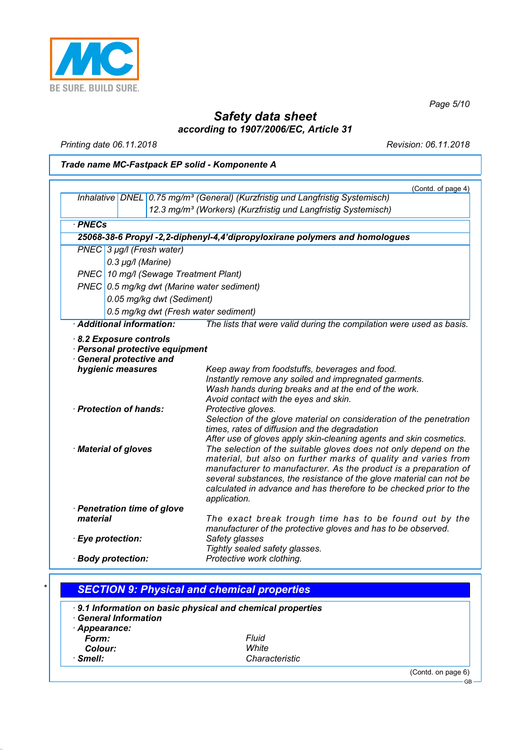**Trade name MC-Fastpack EP solid - Komponente A**

(Contd. of page 4)

| | | |
|---|---|---|
| Inhalative | DNEL | 0.75 mg/m³ (General) (Kurzfristig und Langfristig Systemisch) |
| | | 12.3 mg/m³ (Workers) (Kurzfristig und Langfristig Systemisch) |

· **PNECs**

| **25068-38-6 Propyl -2,2-diphenyl-4,4'dipropyloxirane polymers and homologues** | |
|---|---|
| PNEC | 3 µg/l (Fresh water) |
| | 0.3 µg/l (Marine) |
| PNEC | 10 mg/l (Sewage Treatment Plant) |
| PNEC | 0.5 mg/kg dwt (Marine water sediment) |
| | 0.05 mg/kg dwt (Sediment) |
| | 0.5 mg/kg dwt (Fresh water sediment) |

· **Additional information:** The lists that were valid during the compilation were used as basis.

· **8.2 Exposure controls**

· **Personal protective equipment**

· **General protective and hygienic measures**
Keep away from foodstuffs, beverages and food.
Instantly remove any soiled and impregnated garments.
Wash hands during breaks and at the end of the work.
Avoid contact with the eyes and skin.

· **Protection of hands:** Protective gloves.
Selection of the glove material on consideration of the penetration times, rates of diffusion and the degradation
After use of gloves apply skin-cleaning agents and skin cosmetics.

· **Material of gloves** The selection of the suitable gloves does not only depend on the material, but also on further marks of quality and varies from manufacturer to manufacturer. As the product is a preparation of several substances, the resistance of the glove material can not be calculated in advance and has therefore to be checked prior to the application.

· **Penetration time of glove material**
The exact break trough time has to be found out by the manufacturer of the protective gloves and has to be observed.

· **Eye protection:** Safety glasses
Tightly sealed safety glasses.

· **Body protection:** Protective work clothing.

## * SECTION 9: Physical and chemical properties

· **9.1 Information on basic physical and chemical properties**

· **General Information**

· **Appearance:**

- **Form:** Fluid
- **Colour:** White

· **Smell:** Characteristic

(Contd. on page 6)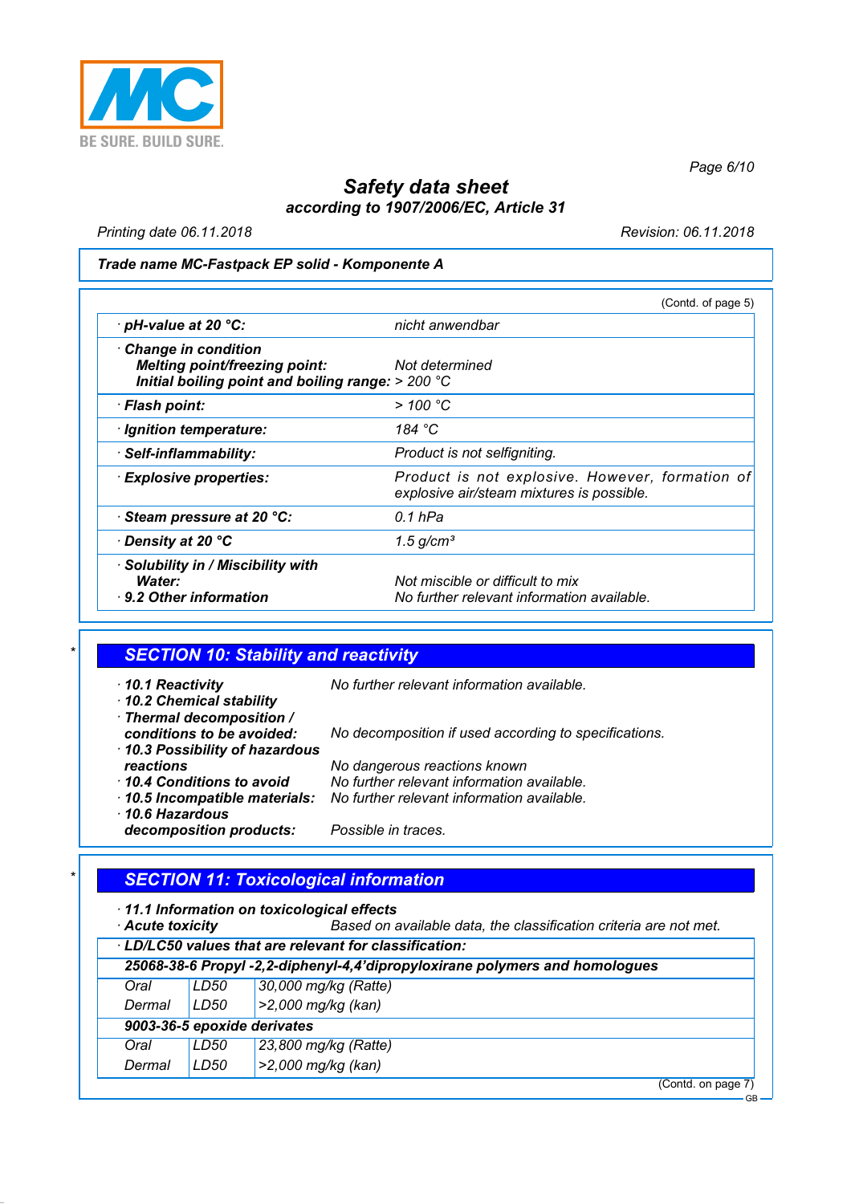**Trade name MC-Fastpack EP solid - Komponente A**

(Contd. of page 5)

| | |
|---|---|
| · **pH-value at 20 °C:** | nicht anwendbar |
| · **Change in condition** | |
| **Melting point/freezing point:** | Not determined |
| **Initial boiling point and boiling range:** | > 200 °C |
| · **Flash point:** | > 100 °C |
| · **Ignition temperature:** | 184 °C |
| · **Self-inflammability:** | Product is not selfigniting. |
| · **Explosive properties:** | Product is not explosive. However, formation of explosive air/steam mixtures is possible. |
| · **Steam pressure at 20 °C:** | 0.1 hPa |
| · **Density at 20 °C** | 1.5 g/cm³ |
| · **Solubility in / Miscibility with** | |
| **Water:** | Not miscible or difficult to mix |
| · **9.2 Other information** | No further relevant information available. |

## SECTION 10: Stability and reactivity

- · **10.1 Reactivity** No further relevant information available.
- · **10.2 Chemical stability**
- · **Thermal decomposition / conditions to be avoided:** No decomposition if used according to specifications.
- · **10.3 Possibility of hazardous reactions** No dangerous reactions known
- · **10.4 Conditions to avoid** No further relevant information available.
- · **10.5 Incompatible materials:** No further relevant information available.
- · **10.6 Hazardous decomposition products:** Possible in traces.

## SECTION 11: Toxicological information

- · **11.1 Information on toxicological effects**
- · **Acute toxicity** Based on available data, the classification criteria are not met.

| · **LD/LC50 values that are relevant for classification:** | | |
|---|---|---|
| **25068-38-6 Propyl -2,2-diphenyl-4,4'dipropyloxirane polymers and homologues** | | |
| Oral | LD50 | 30,000 mg/kg (Ratte) |
| Dermal | LD50 | >2,000 mg/kg (kan) |
| **9003-36-5 epoxide derivates** | | |
| Oral | LD50 | 23,800 mg/kg (Ratte) |
| Dermal | LD50 | >2,000 mg/kg (kan) |

(Contd. on page 7)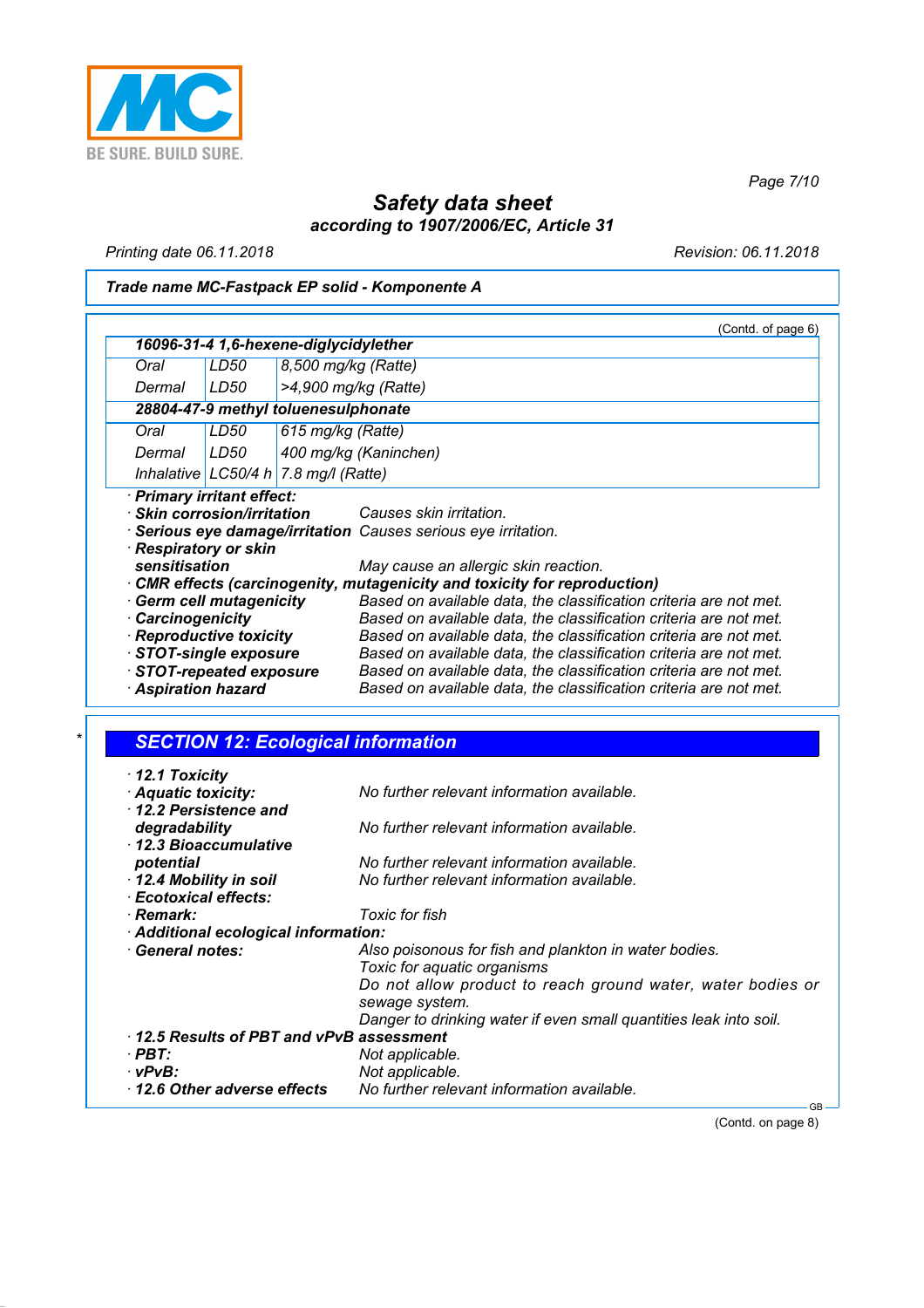**Trade name MC-Fastpack EP solid - Komponente A**

(Contd. of page 6)

| **16096-31-4 1,6-hexene-diglycidylether** | | |
|---|---|---|
| Oral | LD50 | 8,500 mg/kg (Ratte) |
| Dermal | LD50 | >4,900 mg/kg (Ratte) |
| **28804-47-9 methyl toluenesulphonate** | | |
| Oral | LD50 | 615 mg/kg (Ratte) |
| Dermal | LD50 | 400 mg/kg (Kaninchen) |
| Inhalative | LC50/4 h | 7.8 mg/l (Ratte) |

· **Primary irritant effect:**

· **Skin corrosion/irritation** Causes skin irritation.

· **Serious eye damage/irritation** Causes serious eye irritation.

· **Respiratory or skin sensitisation** May cause an allergic skin reaction.

· **CMR effects (carcinogenity, mutagenicity and toxicity for reproduction)**

· **Germ cell mutagenicity** Based on available data, the classification criteria are not met.

· **Carcinogenicity** Based on available data, the classification criteria are not met.

· **Reproductive toxicity** Based on available data, the classification criteria are not met.

· **STOT-single exposure** Based on available data, the classification criteria are not met.

· **STOT-repeated exposure** Based on available data, the classification criteria are not met.

· **Aspiration hazard** Based on available data, the classification criteria are not met.

*

## SECTION 12: Ecological information

· **12.1 Toxicity**

· **Aquatic toxicity:** No further relevant information available.

· **12.2 Persistence and degradability** No further relevant information available.

· **12.3 Bioaccumulative potential** No further relevant information available.

· **12.4 Mobility in soil** No further relevant information available.

· **Ecotoxical effects:**

· **Remark:** Toxic for fish

· **Additional ecological information:**

· **General notes:** Also poisonous for fish and plankton in water bodies.
Toxic for aquatic organisms
Do not allow product to reach ground water, water bodies or sewage system.
Danger to drinking water if even small quantities leak into soil.

· **12.5 Results of PBT and vPvB assessment**

· **PBT:** Not applicable.

· **vPvB:** Not applicable.

· **12.6 Other adverse effects** No further relevant information available.

(Contd. on page 8)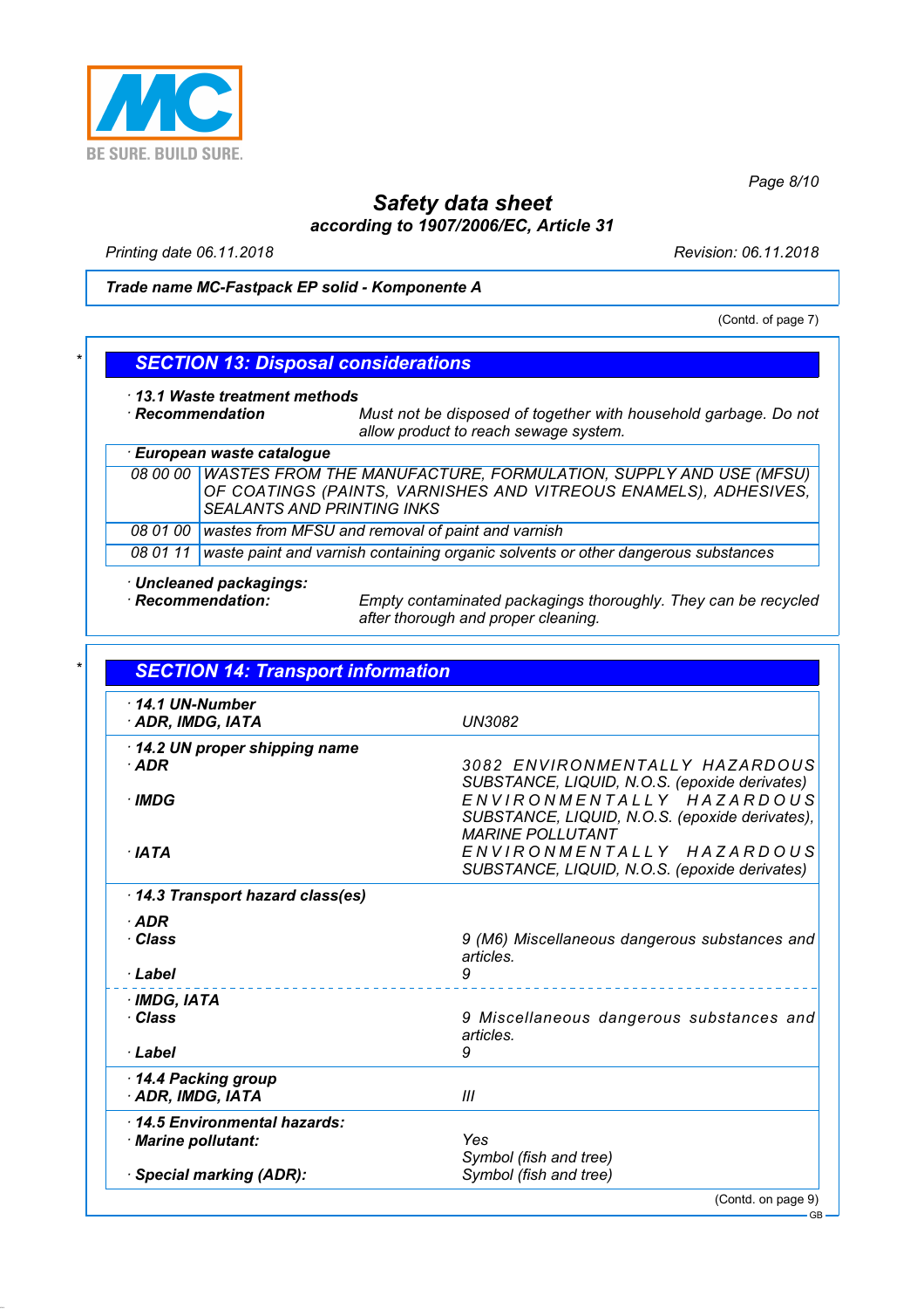# Safety data sheet

**according to 1907/2006/EC, Article 31**

*Printing date 06.11.2018* | *Revision: 06.11.2018*

**Trade name MC-Fastpack EP solid - Komponente A**

(Contd. of page 7)

## SECTION 13: Disposal considerations

**· 13.1 Waste treatment methods**

**· Recommendation** Must not be disposed of together with household garbage. Do not allow product to reach sewage system.

**· European waste catalogue**

| | |
|---|---|
| 08 00 00 | WASTES FROM THE MANUFACTURE, FORMULATION, SUPPLY AND USE (MFSU) OF COATINGS (PAINTS, VARNISHES AND VITREOUS ENAMELS), ADHESIVES, SEALANTS AND PRINTING INKS |
| 08 01 00 | wastes from MFSU and removal of paint and varnish |
| 08 01 11 | waste paint and varnish containing organic solvents or other dangerous substances |

**· Uncleaned packagings:**

**· Recommendation:** Empty contaminated packagings thoroughly. They can be recycled after thorough and proper cleaning.

## SECTION 14: Transport information

| | |
|---|---|
| **· 14.1 UN-Number** | |
| **· ADR, IMDG, IATA** | UN3082 |
| **· 14.2 UN proper shipping name** | |
| **· ADR** | 3082 ENVIRONMENTALLY HAZARDOUS SUBSTANCE, LIQUID, N.O.S. (epoxide derivates) |
| **· IMDG** | ENVIRONMENTALLY HAZARDOUS SUBSTANCE, LIQUID, N.O.S. (epoxide derivates), MARINE POLLUTANT |
| **· IATA** | ENVIRONMENTALLY HAZARDOUS SUBSTANCE, LIQUID, N.O.S. (epoxide derivates) |
| **· 14.3 Transport hazard class(es)** | |
| **· ADR** | |
| **· Class** | 9 (M6) Miscellaneous dangerous substances and articles. |
| **· Label** | 9 |
| **· IMDG, IATA** | |
| **· Class** | 9 Miscellaneous dangerous substances and articles. |
| **· Label** | 9 |
| **· 14.4 Packing group** | |
| **· ADR, IMDG, IATA** | III |
| **· 14.5 Environmental hazards:** | |
| **· Marine pollutant:** | Yes<br>Symbol (fish and tree) |
| **· Special marking (ADR):** | Symbol (fish and tree) |

(Contd. on page 9)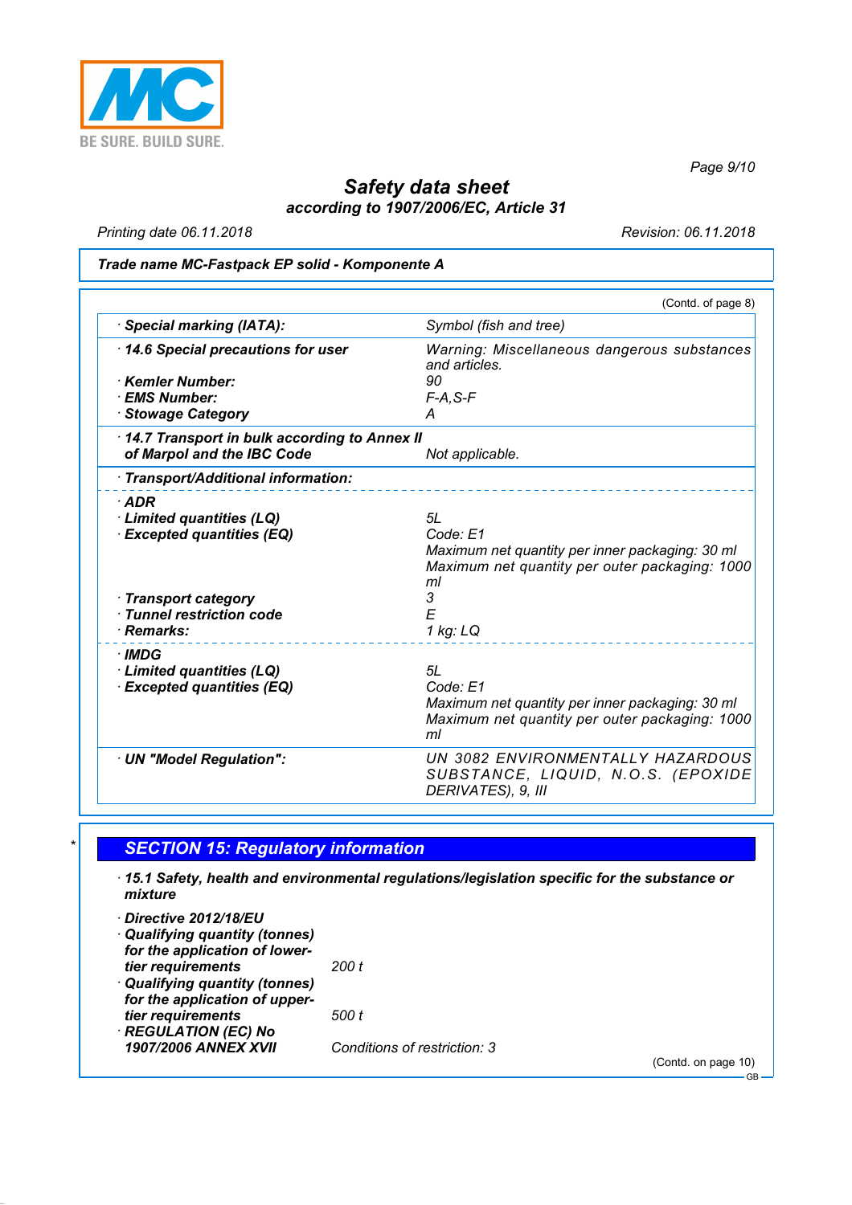**Trade name MC-Fastpack EP solid - Komponente A**

(Contd. of page 8)

| | |
|---|---|
| · **Special marking (IATA):** | Symbol (fish and tree) |
| · **14.6 Special precautions for user** | Warning: Miscellaneous dangerous substances and articles. |
| · **Kemler Number:** | 90 |
| · **EMS Number:** | F-A,S-F |
| · **Stowage Category** | A |
| · **14.7 Transport in bulk according to Annex II of Marpol and the IBC Code** | Not applicable. |
| · **Transport/Additional information:** | |
| · **ADR** | |
| · **Limited quantities (LQ)** | 5L |
| · **Excepted quantities (EQ)** | Code: E1<br>Maximum net quantity per inner packaging: 30 ml<br>Maximum net quantity per outer packaging: 1000 ml |
| · **Transport category** | 3 |
| · **Tunnel restriction code** | E |
| · **Remarks:** | 1 kg: LQ |
| · **IMDG** | |
| · **Limited quantities (LQ)** | 5L |
| · **Excepted quantities (EQ)** | Code: E1<br>Maximum net quantity per inner packaging: 30 ml<br>Maximum net quantity per outer packaging: 1000 ml |
| · **UN "Model Regulation":** | UN 3082 ENVIRONMENTALLY HAZARDOUS SUBSTANCE, LIQUID, N.O.S. (EPOXIDE DERIVATES), 9, III |

\*

## SECTION 15: Regulatory information

· **15.1 Safety, health and environmental regulations/legislation specific for the substance or mixture**

· **Directive 2012/18/EU**

· **Qualifying quantity (tonnes) for the application of lower-tier requirements** 200 t

· **Qualifying quantity (tonnes) for the application of upper-tier requirements** 500 t

· **REGULATION (EC) No 1907/2006 ANNEX XVII** Conditions of restriction: 3

(Contd. on page 10)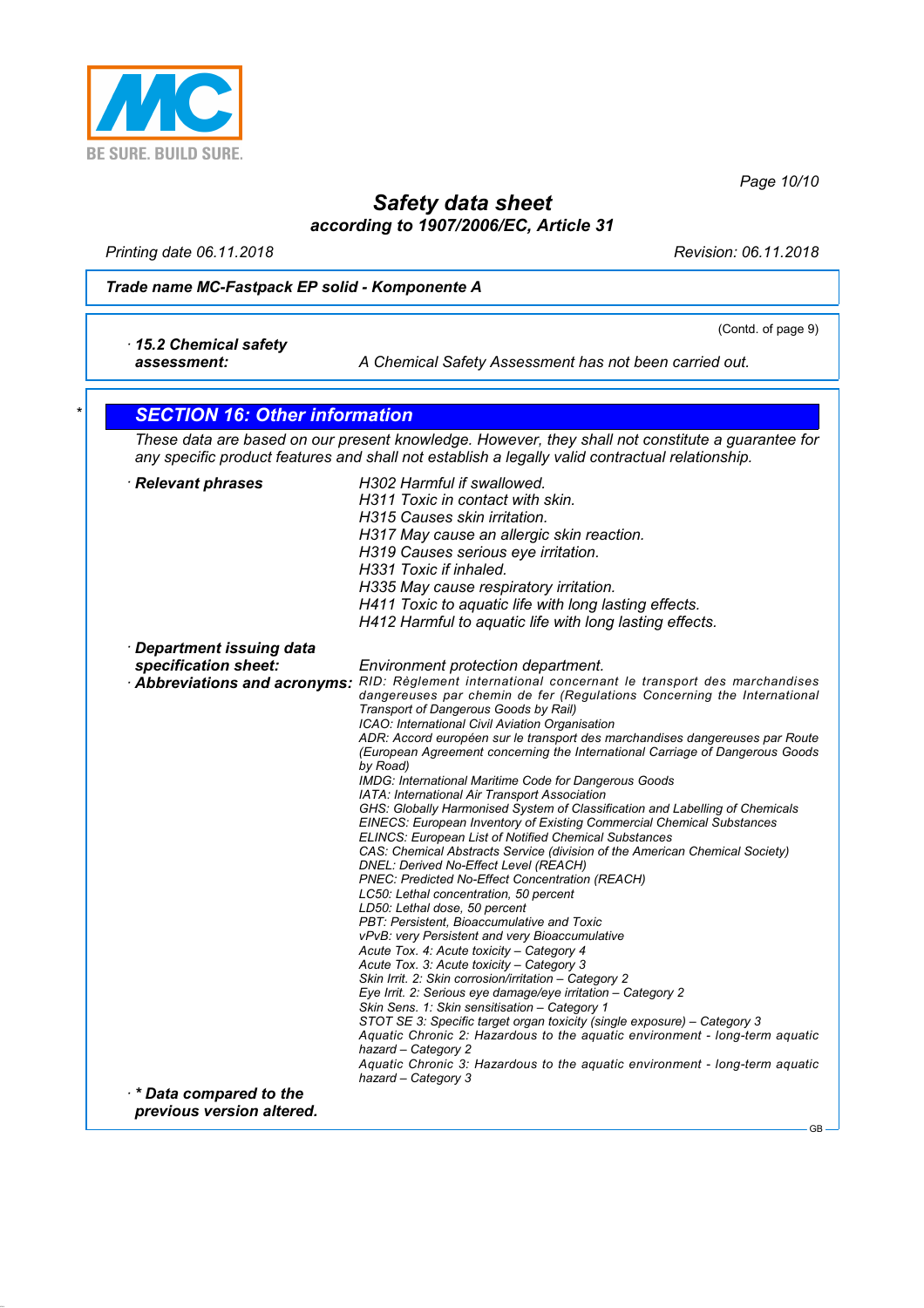**Trade name MC-Fastpack EP solid - Komponente A**

(Contd. of page 9)

· **15.2 Chemical safety assessment:** A Chemical Safety Assessment has not been carried out.

## SECTION 16: Other information

These data are based on our present knowledge. However, they shall not constitute a guarantee for any specific product features and shall not establish a legally valid contractual relationship.

· **Relevant phrases**
H302 Harmful if swallowed.
H311 Toxic in contact with skin.
H315 Causes skin irritation.
H317 May cause an allergic skin reaction.
H319 Causes serious eye irritation.
H331 Toxic if inhaled.
H335 May cause respiratory irritation.
H411 Toxic to aquatic life with long lasting effects.
H412 Harmful to aquatic life with long lasting effects.

· **Department issuing data specification sheet:** Environment protection department.

· **Abbreviations and acronyms:**
RID: Règlement international concernant le transport des marchandises dangereuses par chemin de fer (Regulations Concerning the International Transport of Dangerous Goods by Rail)
ICAO: International Civil Aviation Organisation
ADR: Accord européen sur le transport des marchandises dangereuses par Route (European Agreement concerning the International Carriage of Dangerous Goods by Road)
IMDG: International Maritime Code for Dangerous Goods
IATA: International Air Transport Association
GHS: Globally Harmonised System of Classification and Labelling of Chemicals
EINECS: European Inventory of Existing Commercial Chemical Substances
ELINCS: European List of Notified Chemical Substances
CAS: Chemical Abstracts Service (division of the American Chemical Society)
DNEL: Derived No-Effect Level (REACH)
PNEC: Predicted No-Effect Concentration (REACH)
LC50: Lethal concentration, 50 percent
LD50: Lethal dose, 50 percent
PBT: Persistent, Bioaccumulative and Toxic
vPvB: very Persistent and very Bioaccumulative
Acute Tox. 4: Acute toxicity – Category 4
Acute Tox. 3: Acute toxicity – Category 3
Skin Irrit. 2: Skin corrosion/irritation – Category 2
Eye Irrit. 2: Serious eye damage/eye irritation – Category 2
Skin Sens. 1: Skin sensitisation – Category 1
STOT SE 3: Specific target organ toxicity (single exposure) – Category 3
Aquatic Chronic 2: Hazardous to the aquatic environment - long-term aquatic hazard – Category 2
Aquatic Chronic 3: Hazardous to the aquatic environment - long-term aquatic hazard – Category 3

· **\* Data compared to the previous version altered.**